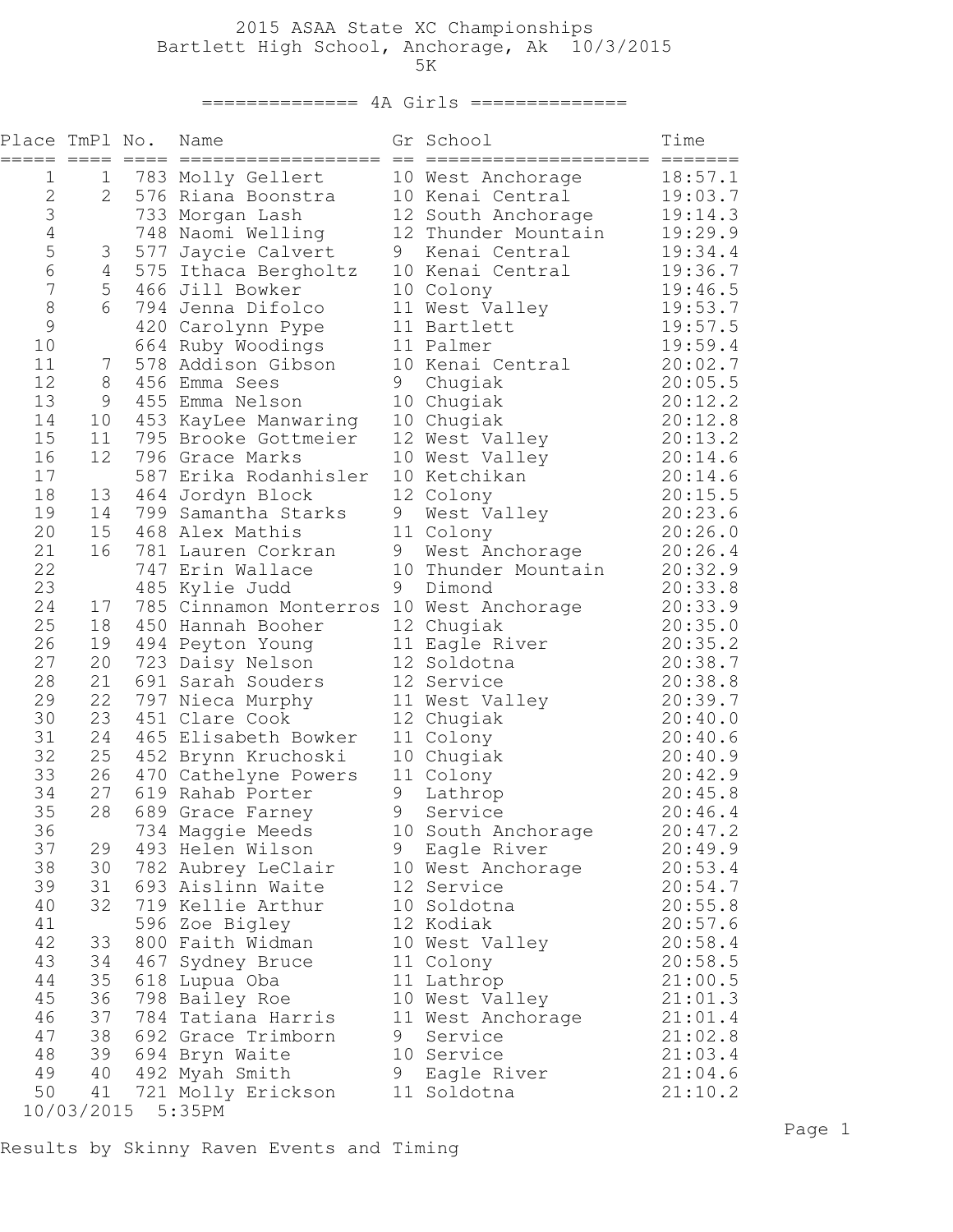# 2015 ASAA State XC Championships

## Bartlett High School, Anchorage, Ak 10/3/2015

## 5K

### 4A Girls

| Place | TmPl | No. | Name | Gr | School | Time |
|---|---|---|---|---|---|---|
| 1 | 1 | 783 | Molly Gellert | 10 | West Anchorage | 18:57.1 |
| 2 | 2 | 576 | Riana Boonstra | 10 | Kenai Central | 19:03.7 |
| 3 | | 733 | Morgan Lash | 12 | South Anchorage | 19:14.3 |
| 4 | | 748 | Naomi Welling | 12 | Thunder Mountain | 19:29.9 |
| 5 | 3 | 577 | Jaycie Calvert | 9 | Kenai Central | 19:34.4 |
| 6 | 4 | 575 | Ithaca Bergholtz | 10 | Kenai Central | 19:36.7 |
| 7 | 5 | 466 | Jill Bowker | 10 | Colony | 19:46.5 |
| 8 | 6 | 794 | Jenna Difolco | 11 | West Valley | 19:53.7 |
| 9 | | 420 | Carolynn Pype | 11 | Bartlett | 19:57.5 |
| 10 | | 664 | Ruby Woodings | 11 | Palmer | 19:59.4 |
| 11 | 7 | 578 | Addison Gibson | 10 | Kenai Central | 20:02.7 |
| 12 | 8 | 456 | Emma Sees | 9 | Chugiak | 20:05.5 |
| 13 | 9 | 455 | Emma Nelson | 10 | Chugiak | 20:12.2 |
| 14 | 10 | 453 | KayLee Manwaring | 10 | Chugiak | 20:12.8 |
| 15 | 11 | 795 | Brooke Gottmeier | 12 | West Valley | 20:13.2 |
| 16 | 12 | 796 | Grace Marks | 10 | West Valley | 20:14.6 |
| 17 | | 587 | Erika Rodanhisler | 10 | Ketchikan | 20:14.6 |
| 18 | 13 | 464 | Jordyn Block | 12 | Colony | 20:15.5 |
| 19 | 14 | 799 | Samantha Starks | 9 | West Valley | 20:23.6 |
| 20 | 15 | 468 | Alex Mathis | 11 | Colony | 20:26.0 |
| 21 | 16 | 781 | Lauren Corkran | 9 | West Anchorage | 20:26.4 |
| 22 | | 747 | Erin Wallace | 10 | Thunder Mountain | 20:32.9 |
| 23 | | 485 | Kylie Judd | 9 | Dimond | 20:33.8 |
| 24 | 17 | 785 | Cinnamon Monterros | 10 | West Anchorage | 20:33.9 |
| 25 | 18 | 450 | Hannah Booher | 12 | Chugiak | 20:35.0 |
| 26 | 19 | 494 | Peyton Young | 11 | Eagle River | 20:35.2 |
| 27 | 20 | 723 | Daisy Nelson | 12 | Soldotna | 20:38.7 |
| 28 | 21 | 691 | Sarah Souders | 12 | Service | 20:38.8 |
| 29 | 22 | 797 | Nieca Murphy | 11 | West Valley | 20:39.7 |
| 30 | 23 | 451 | Clare Cook | 12 | Chugiak | 20:40.0 |
| 31 | 24 | 465 | Elisabeth Bowker | 11 | Colony | 20:40.6 |
| 32 | 25 | 452 | Brynn Kruchoski | 10 | Chugiak | 20:40.9 |
| 33 | 26 | 470 | Cathelyne Powers | 11 | Colony | 20:42.9 |
| 34 | 27 | 619 | Rahab Porter | 9 | Lathrop | 20:45.8 |
| 35 | 28 | 689 | Grace Farney | 9 | Service | 20:46.4 |
| 36 | | 734 | Maggie Meeds | 10 | South Anchorage | 20:47.2 |
| 37 | 29 | 493 | Helen Wilson | 9 | Eagle River | 20:49.9 |
| 38 | 30 | 782 | Aubrey LeClair | 10 | West Anchorage | 20:53.4 |
| 39 | 31 | 693 | Aislinn Waite | 12 | Service | 20:54.7 |
| 40 | 32 | 719 | Kellie Arthur | 10 | Soldotna | 20:55.8 |
| 41 | | 596 | Zoe Bigley | 12 | Kodiak | 20:57.6 |
| 42 | 33 | 800 | Faith Widman | 10 | West Valley | 20:58.4 |
| 43 | 34 | 467 | Sydney Bruce | 11 | Colony | 20:58.5 |
| 44 | 35 | 618 | Lupua Oba | 11 | Lathrop | 21:00.5 |
| 45 | 36 | 798 | Bailey Roe | 10 | West Valley | 21:01.3 |
| 46 | 37 | 784 | Tatiana Harris | 11 | West Anchorage | 21:01.4 |
| 47 | 38 | 692 | Grace Trimborn | 9 | Service | 21:02.8 |
| 48 | 39 | 694 | Bryn Waite | 10 | Service | 21:03.4 |
| 49 | 40 | 492 | Myah Smith | 9 | Eagle River | 21:04.6 |
| 50 | 41 | 721 | Molly Erickson | 11 | Soldotna | 21:10.2 |

10/03/2015 5:35PM

Results by Skinny Raven Events and Timing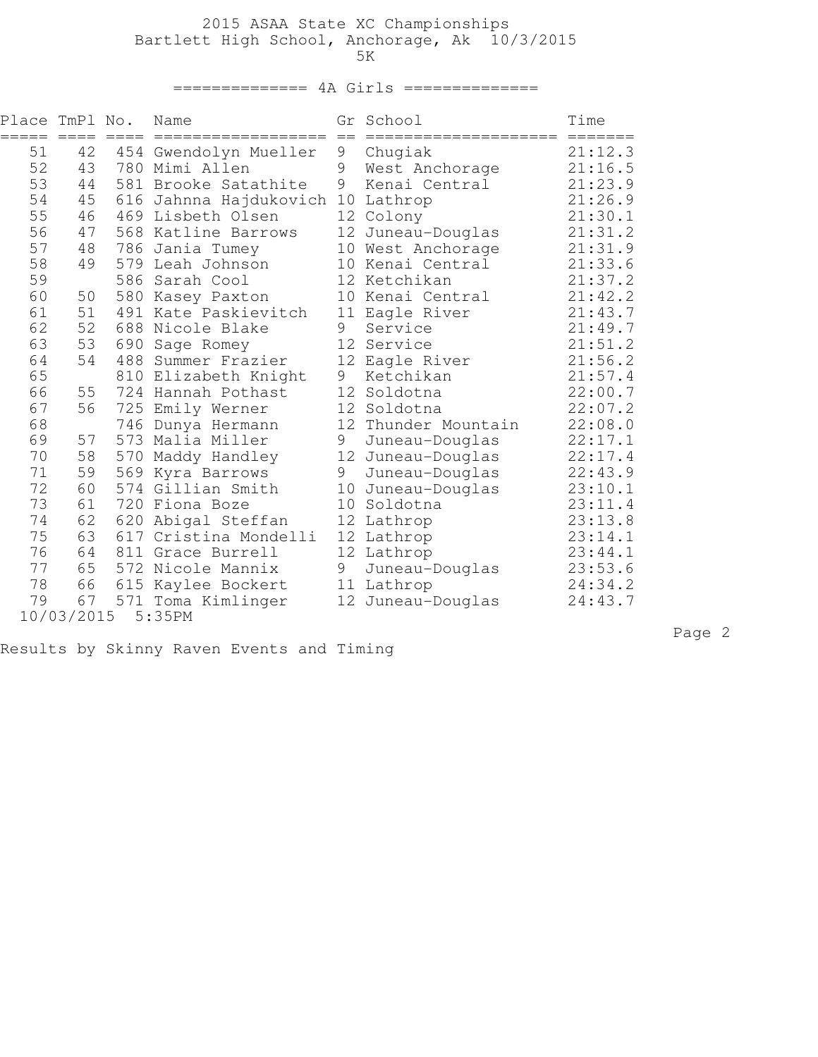# 2015 ASAA State XC Championships

## Bartlett High School, Anchorage, Ak 10/3/2015

### 5K

==============  4A Girls  ==============

| Place | TmPl | No. | Name | Gr | School | Time |
|---|---|---|---|---|---|---|
| 51 | 42 | 454 | Gwendolyn Mueller | 9 | Chugiak | 21:12.3 |
| 52 | 43 | 780 | Mimi Allen | 9 | West Anchorage | 21:16.5 |
| 53 | 44 | 581 | Brooke Satathite | 9 | Kenai Central | 21:23.9 |
| 54 | 45 | 616 | Jahnna Hajdukovich | 10 | Lathrop | 21:26.9 |
| 55 | 46 | 469 | Lisbeth Olsen | 12 | Colony | 21:30.1 |
| 56 | 47 | 568 | Katline Barrows | 12 | Juneau-Douglas | 21:31.2 |
| 57 | 48 | 786 | Jania Tumey | 10 | West Anchorage | 21:31.9 |
| 58 | 49 | 579 | Leah Johnson | 10 | Kenai Central | 21:33.6 |
| 59 | | 586 | Sarah Cool | 12 | Ketchikan | 21:37.2 |
| 60 | 50 | 580 | Kasey Paxton | 10 | Kenai Central | 21:42.2 |
| 61 | 51 | 491 | Kate Paskievitch | 11 | Eagle River | 21:43.7 |
| 62 | 52 | 688 | Nicole Blake | 9 | Service | 21:49.7 |
| 63 | 53 | 690 | Sage Romey | 12 | Service | 21:51.2 |
| 64 | 54 | 488 | Summer Frazier | 12 | Eagle River | 21:56.2 |
| 65 | | 810 | Elizabeth Knight | 9 | Ketchikan | 21:57.4 |
| 66 | 55 | 724 | Hannah Pothast | 12 | Soldotna | 22:00.7 |
| 67 | 56 | 725 | Emily Werner | 12 | Soldotna | 22:07.2 |
| 68 | | 746 | Dunya Hermann | 12 | Thunder Mountain | 22:08.0 |
| 69 | 57 | 573 | Malia Miller | 9 | Juneau-Douglas | 22:17.1 |
| 70 | 58 | 570 | Maddy Handley | 12 | Juneau-Douglas | 22:17.4 |
| 71 | 59 | 569 | Kyra Barrows | 9 | Juneau-Douglas | 22:43.9 |
| 72 | 60 | 574 | Gillian Smith | 10 | Juneau-Douglas | 23:10.1 |
| 73 | 61 | 720 | Fiona Boze | 10 | Soldotna | 23:11.4 |
| 74 | 62 | 620 | Abigal Steffan | 12 | Lathrop | 23:13.8 |
| 75 | 63 | 617 | Cristina Mondelli | 12 | Lathrop | 23:14.1 |
| 76 | 64 | 811 | Grace Burrell | 12 | Lathrop | 23:44.1 |
| 77 | 65 | 572 | Nicole Mannix | 9 | Juneau-Douglas | 23:53.6 |
| 78 | 66 | 615 | Kaylee Bockert | 11 | Lathrop | 24:34.2 |
| 79 | 67 | 571 | Toma Kimlinger | 12 | Juneau-Douglas | 24:43.7 |

10/03/2015 5:35PM

Results by Skinny Raven Events and Timing